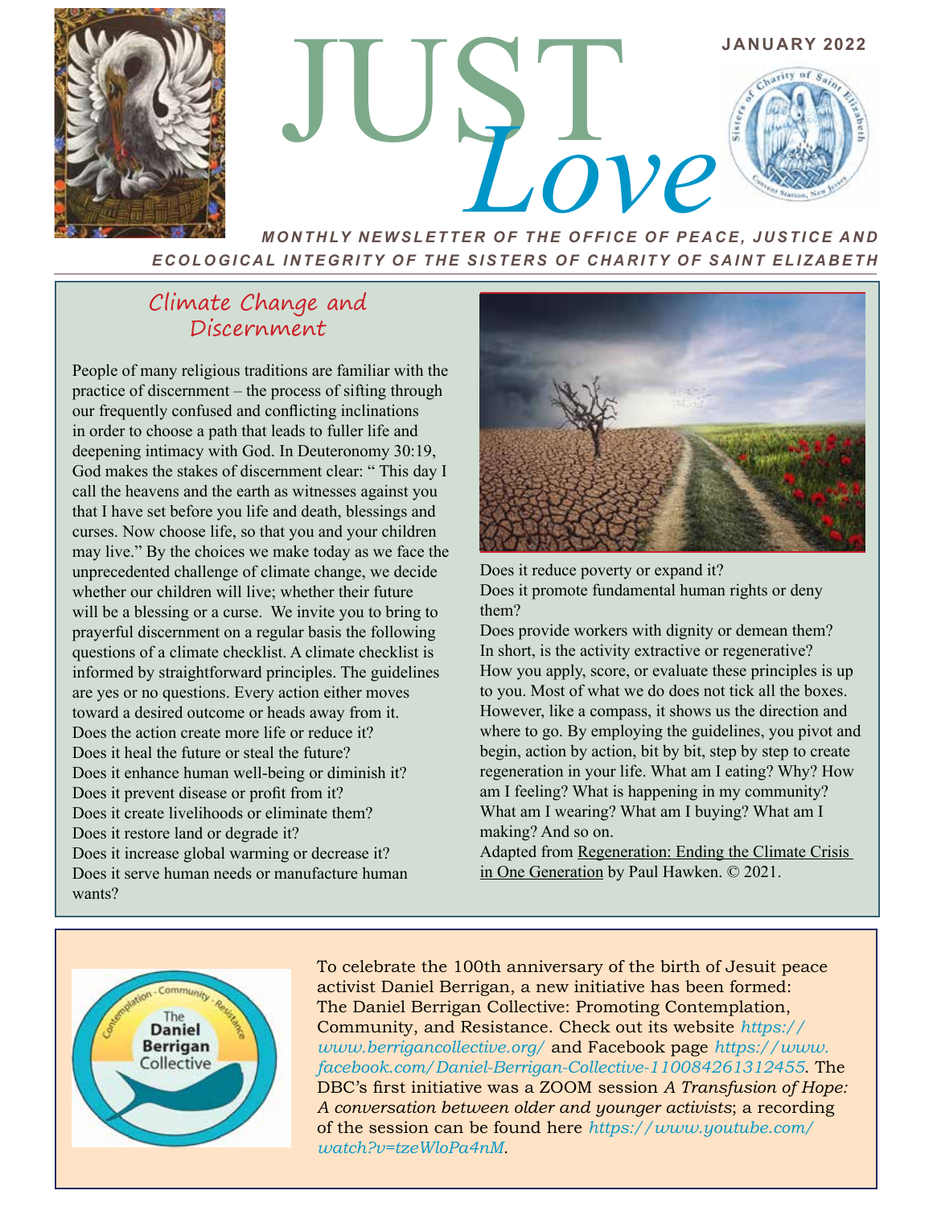# JUST *Love*

**JANUARY 2022**

***MONTHLY NEWSLETTER OF THE OFFICE OF PEACE, JUSTICE AND ECOLOGICAL INTEGRITY OF THE SISTERS OF CHARITY OF SAINT ELIZABETH***

## Climate Change and Discernment

People of many religious traditions are familiar with the practice of discernment – the process of sifting through our frequently confused and conflicting inclinations in order to choose a path that leads to fuller life and deepening intimacy with God. In Deuteronomy 30:19, God makes the stakes of discernment clear: " This day I call the heavens and the earth as witnesses against you that I have set before you life and death, blessings and curses. Now choose life, so that you and your children may live." By the choices we make today as we face the unprecedented challenge of climate change, we decide whether our children will live; whether their future will be a blessing or a curse. We invite you to bring to prayerful discernment on a regular basis the following questions of a climate checklist. A climate checklist is informed by straightforward principles. The guidelines are yes or no questions. Every action either moves toward a desired outcome or heads away from it.

Does the action create more life or reduce it?
Does it heal the future or steal the future?
Does it enhance human well-being or diminish it?
Does it prevent disease or profit from it?
Does it create livelihoods or eliminate them?
Does it restore land or degrade it?
Does it increase global warming or decrease it?
Does it serve human needs or manufacture human wants?
Does it reduce poverty or expand it?
Does it promote fundamental human rights or deny them?
Does provide workers with dignity or demean them?
In short, is the activity extractive or regenerative?

How you apply, score, or evaluate these principles is up to you. Most of what we do does not tick all the boxes. However, like a compass, it shows us the direction and where to go. By employing the guidelines, you pivot and begin, action by action, bit by bit, step by step to create regeneration in your life. What am I eating? Why? How am I feeling? What is happening in my community? What am I wearing? What am I buying? What am I making? And so on.

Adapted from Regeneration: Ending the Climate Crisis in One Generation by Paul Hawken. © 2021.

---

To celebrate the 100th anniversary of the birth of Jesuit peace activist Daniel Berrigan, a new initiative has been formed: The Daniel Berrigan Collective: Promoting Contemplation, Community, and Resistance. Check out its website *https://www.berrigancollective.org/* and Facebook page *https://www.facebook.com/Daniel-Berrigan-Collective-110084261312455*. The DBC's first initiative was a ZOOM session *A Transfusion of Hope: A conversation between older and younger activists*; a recording of the session can be found here *https://www.youtube.com/watch?v=tzeWloPa4nM*.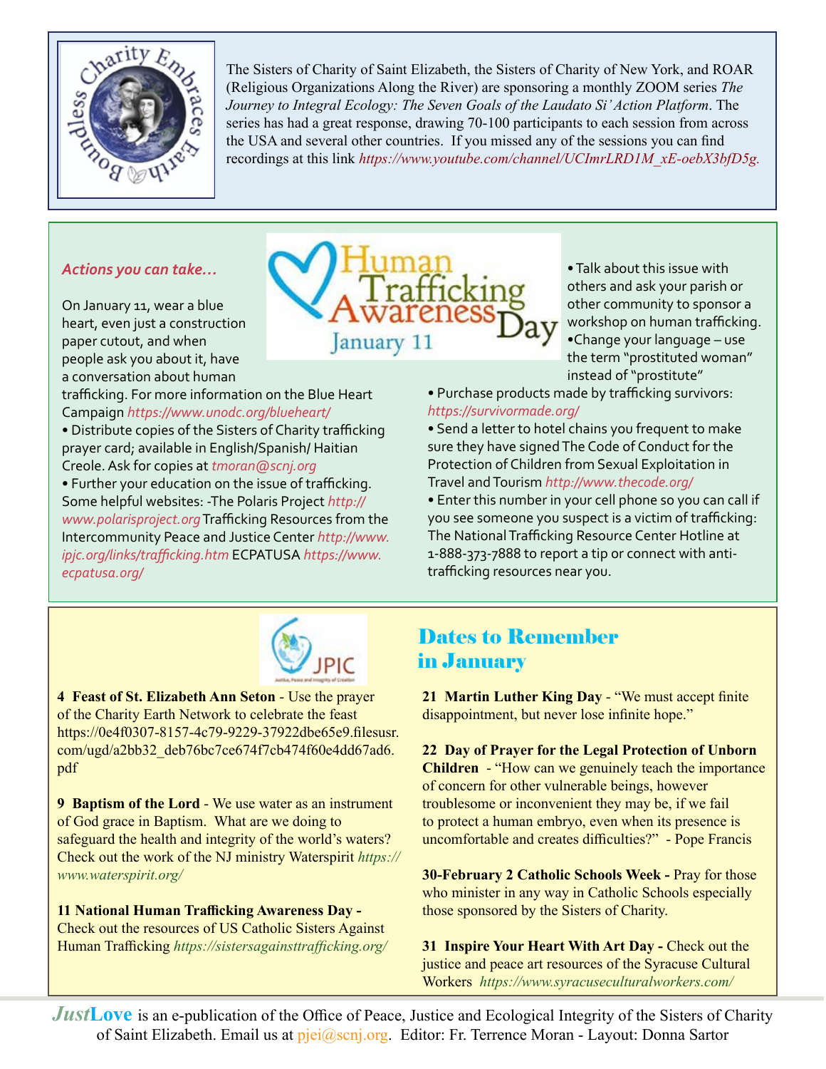The Sisters of Charity of Saint Elizabeth, the Sisters of Charity of New York, and ROAR (Religious Organizations Along the River) are sponsoring a monthly ZOOM series *The Journey to Integral Ecology: The Seven Goals of the Laudato Si' Action Platform*. The series has had a great response, drawing 70-100 participants to each session from across the USA and several other countries. If you missed any of the sessions you can find recordings at this link *https://www.youtube.com/channel/UCImrLRD1M_xE-oebX3bfD5g.*

***Actions you can take…***

On January 11, wear a blue heart, even just a construction paper cutout, and when people ask you about it, have a conversation about human trafficking. For more information on the Blue Heart Campaign *https://www.unodc.org/blueheart/*

- Distribute copies of the Sisters of Charity trafficking prayer card; available in English/Spanish/ Haitian Creole. Ask for copies at *tmoran@scnj.org*
- Further your education on the issue of trafficking. Some helpful websites: -The Polaris Project *http://www.polarisproject.org* Trafficking Resources from the Intercommunity Peace and Justice Center *http://www.ipjc.org/links/trafficking.htm* ECPATUSA *https://www.ecpatusa.org/*
- Talk about this issue with others and ask your parish or other community to sponsor a workshop on human trafficking.
- Change your language – use the term "prostituted woman" instead of "prostitute"
- Purchase products made by trafficking survivors: *https://survivormade.org/*
- Send a letter to hotel chains you frequent to make sure they have signed The Code of Conduct for the Protection of Children from Sexual Exploitation in Travel and Tourism *http://www.thecode.org/*
- Enter this number in your cell phone so you can call if you see someone you suspect is a victim of trafficking: The National Trafficking Resource Center Hotline at 1-888-373-7888 to report a tip or connect with anti-trafficking resources near you.

**4 Feast of St. Elizabeth Ann Seton** - Use the prayer of the Charity Earth Network to celebrate the feast https://0e4f0307-8157-4c79-9229-37922dbe65e9.filesusr.com/ugd/a2bb32_deb76bc7ce674f7cb474f60e4dd67ad6.pdf

**9 Baptism of the Lord** - We use water as an instrument of God grace in Baptism. What are we doing to safeguard the health and integrity of the world's waters? Check out the work of the NJ ministry Waterspirit *https://www.waterspirit.org/*

**11 National Human Trafficking Awareness Day -** Check out the resources of US Catholic Sisters Against Human Trafficking *https://sistersagainsttrafficking.org/*

## Dates to Remember in January

**21 Martin Luther King Day** - "We must accept finite disappointment, but never lose infinite hope."

**22 Day of Prayer for the Legal Protection of Unborn Children** - "How can we genuinely teach the importance of concern for other vulnerable beings, however troublesome or inconvenient they may be, if we fail to protect a human embryo, even when its presence is uncomfortable and creates difficulties?" - Pope Francis

**30-February 2 Catholic Schools Week -** Pray for those who minister in any way in Catholic Schools especially those sponsored by the Sisters of Charity.

**31 Inspire Your Heart With Art Day -** Check out the justice and peace art resources of the Syracuse Cultural Workers *https://www.syracuseculturalworkers.com/*

***Just*Love** is an e-publication of the Office of Peace, Justice and Ecological Integrity of the Sisters of Charity of Saint Elizabeth. Email us at pjei@scnj.org. Editor: Fr. Terrence Moran - Layout: Donna Sartor